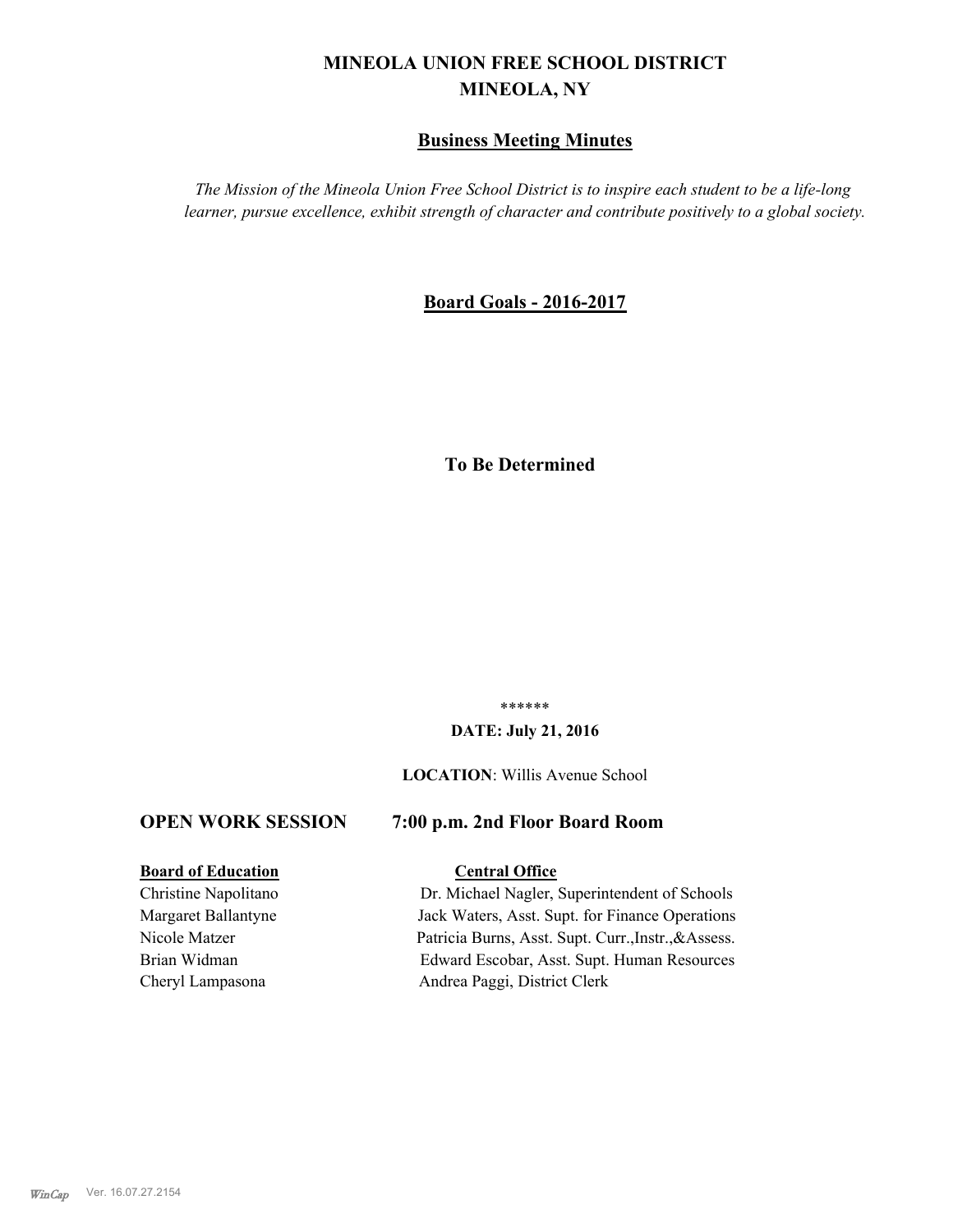# MINEOLA UNION FREE SCHOOL DISTRICT
## MINEOLA, NY

## Business Meeting Minutes

*The Mission of the Mineola Union Free School District is to inspire each student to be a life-long learner, pursue excellence, exhibit strength of character and contribute positively to a global society.*

## Board Goals - 2016-2017

**To Be Determined**

******

**DATE: July 21, 2016**

**LOCATION**: Willis Avenue School

### OPEN WORK SESSION 7:00 p.m. 2nd Floor Board Room

| **Board of Education** | **Central Office** |
| --- | --- |
| Christine Napolitano | Dr. Michael Nagler, Superintendent of Schools |
| Margaret Ballantyne | Jack Waters, Asst. Supt. for Finance Operations |
| Nicole Matzer | Patricia Burns, Asst. Supt. Curr.,Instr.,&Assess. |
| Brian Widman | Edward Escobar, Asst. Supt. Human Resources |
| Cheryl Lampasona | Andrea Paggi, District Clerk |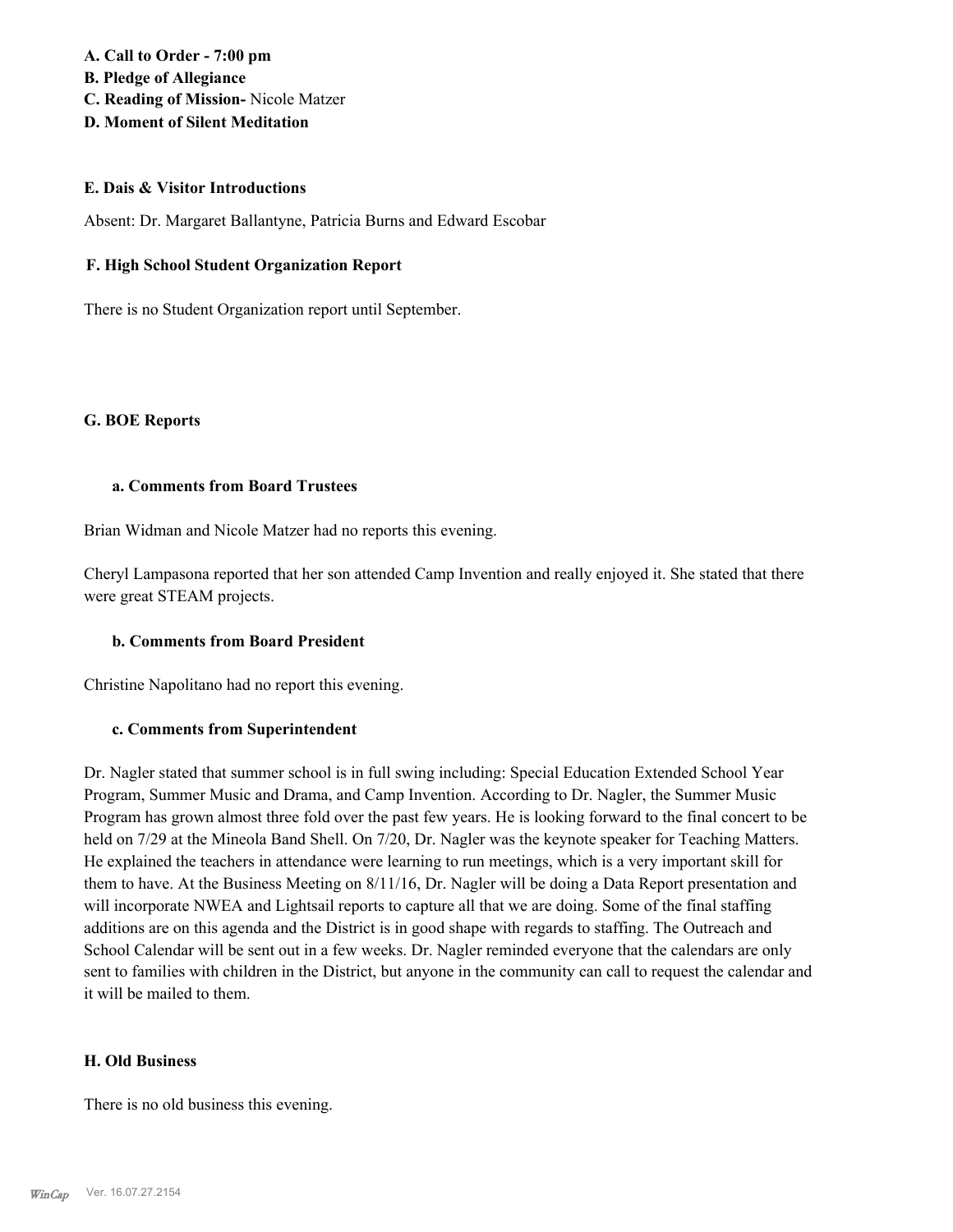**A. Call to Order - 7:00 pm**
**B. Pledge of Allegiance**
**C. Reading of Mission-** Nicole Matzer
**D. Moment of Silent Meditation**

## E. Dais & Visitor Introductions

Absent: Dr. Margaret Ballantyne, Patricia Burns and Edward Escobar

## F. High School Student Organization Report

There is no Student Organization report until September.

## G. BOE Reports

### a. Comments from Board Trustees

Brian Widman and Nicole Matzer had no reports this evening.

Cheryl Lampasona reported that her son attended Camp Invention and really enjoyed it. She stated that there were great STEAM projects.

### b. Comments from Board President

Christine Napolitano had no report this evening.

### c. Comments from Superintendent

Dr. Nagler stated that summer school is in full swing including: Special Education Extended School Year Program, Summer Music and Drama, and Camp Invention. According to Dr. Nagler, the Summer Music Program has grown almost three fold over the past few years. He is looking forward to the final concert to be held on 7/29 at the Mineola Band Shell. On 7/20, Dr. Nagler was the keynote speaker for Teaching Matters. He explained the teachers in attendance were learning to run meetings, which is a very important skill for them to have. At the Business Meeting on 8/11/16, Dr. Nagler will be doing a Data Report presentation and will incorporate NWEA and Lightsail reports to capture all that we are doing. Some of the final staffing additions are on this agenda and the District is in good shape with regards to staffing. The Outreach and School Calendar will be sent out in a few weeks. Dr. Nagler reminded everyone that the calendars are only sent to families with children in the District, but anyone in the community can call to request the calendar and it will be mailed to them.

## H. Old Business

There is no old business this evening.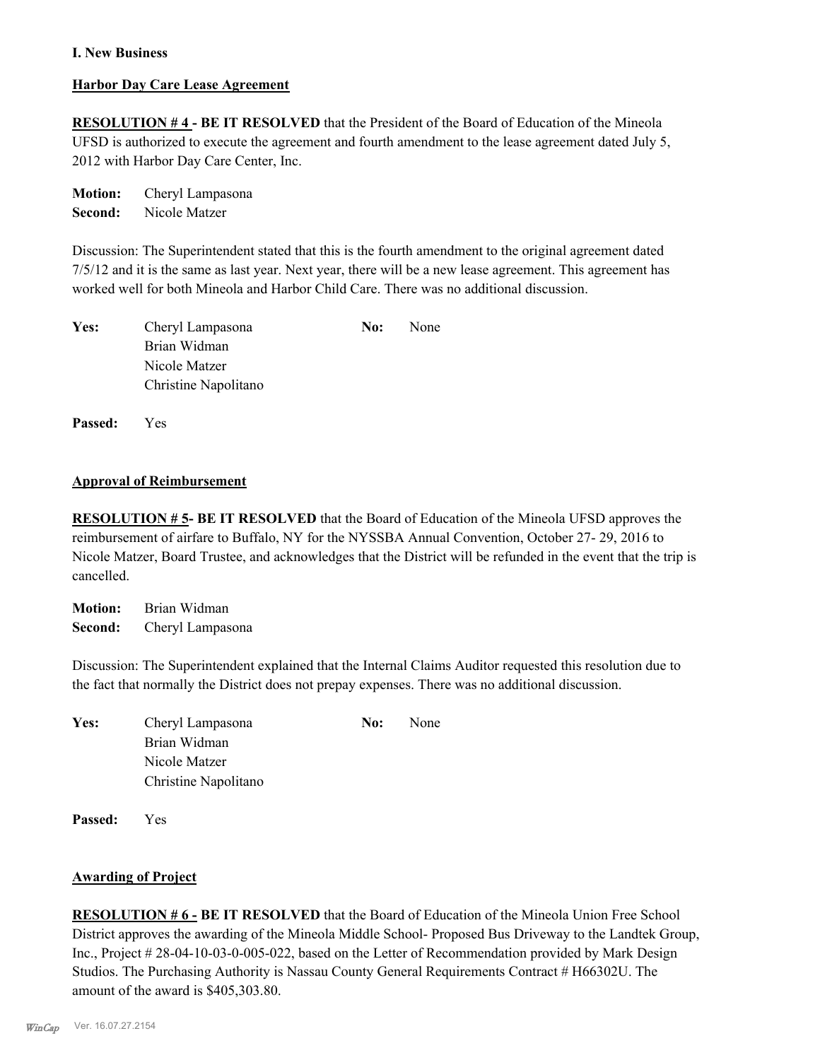**I. New Business**

**Harbor Day Care Lease Agreement**

**RESOLUTION # 4 - BE IT RESOLVED** that the President of the Board of Education of the Mineola UFSD is authorized to execute the agreement and fourth amendment to the lease agreement dated July 5, 2012 with Harbor Day Care Center, Inc.

**Motion:** Cheryl Lampasona
**Second:** Nicole Matzer

Discussion: The Superintendent stated that this is the fourth amendment to the original agreement dated 7/5/12 and it is the same as last year. Next year, there will be a new lease agreement. This agreement has worked well for both Mineola and Harbor Child Care. There was no additional discussion.

| **Yes:** | Cheryl Lampasona | **No:** | None |
|---|---|---|---|
| | Brian Widman | | |
| | Nicole Matzer | | |
| | Christine Napolitano | | |

**Passed:** Yes

**Approval of Reimbursement**

**RESOLUTION # 5- BE IT RESOLVED** that the Board of Education of the Mineola UFSD approves the reimbursement of airfare to Buffalo, NY for the NYSSBA Annual Convention, October 27- 29, 2016 to Nicole Matzer, Board Trustee, and acknowledges that the District will be refunded in the event that the trip is cancelled.

**Motion:** Brian Widman
**Second:** Cheryl Lampasona

Discussion: The Superintendent explained that the Internal Claims Auditor requested this resolution due to the fact that normally the District does not prepay expenses. There was no additional discussion.

| **Yes:** | Cheryl Lampasona | **No:** | None |
|---|---|---|---|
| | Brian Widman | | |
| | Nicole Matzer | | |
| | Christine Napolitano | | |

**Passed:** Yes

**Awarding of Project**

**RESOLUTION # 6 - BE IT RESOLVED** that the Board of Education of the Mineola Union Free School District approves the awarding of the Mineola Middle School- Proposed Bus Driveway to the Landtek Group, Inc., Project # 28-04-10-03-0-005-022, based on the Letter of Recommendation provided by Mark Design Studios. The Purchasing Authority is Nassau County General Requirements Contract # H66302U. The amount of the award is $405,303.80.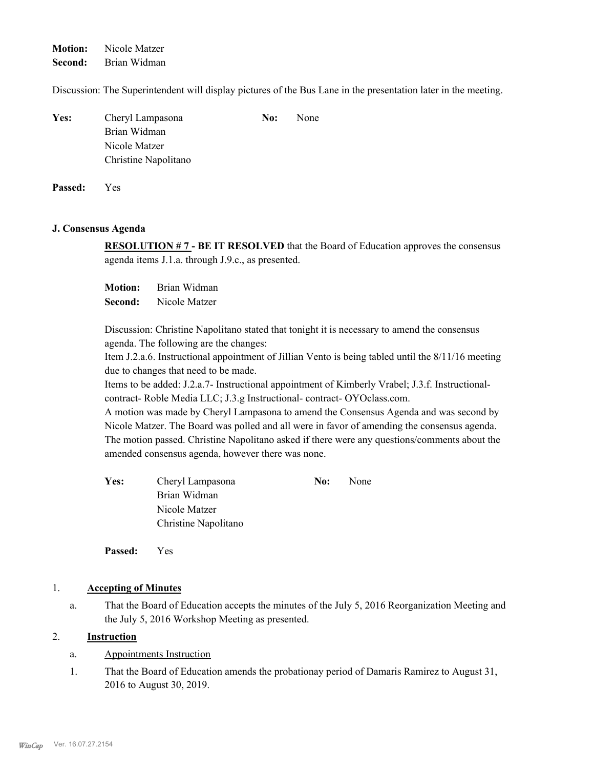**Motion:** Nicole Matzer
**Second:** Brian Widman

Discussion: The Superintendent will display pictures of the Bus Lane in the presentation later in the meeting.

**Yes:** Cheryl Lampasona
Brian Widman
Nicole Matzer
Christine Napolitano

**No:** None

**Passed:** Yes

### J. Consensus Agenda

**RESOLUTION # 7 - BE IT RESOLVED** that the Board of Education approves the consensus agenda items J.1.a. through J.9.c., as presented.

**Motion:** Brian Widman
**Second:** Nicole Matzer

Discussion: Christine Napolitano stated that tonight it is necessary to amend the consensus agenda. The following are the changes:
Item J.2.a.6. Instructional appointment of Jillian Vento is being tabled until the 8/11/16 meeting due to changes that need to be made.
Items to be added: J.2.a.7- Instructional appointment of Kimberly Vrabel; J.3.f. Instructional- contract- Roble Media LLC; J.3.g Instructional- contract- OYOclass.com.
A motion was made by Cheryl Lampasona to amend the Consensus Agenda and was second by Nicole Matzer. The Board was polled and all were in favor of amending the consensus agenda. The motion passed. Christine Napolitano asked if there were any questions/comments about the amended consensus agenda, however there was none.

**Yes:** Cheryl Lampasona
Brian Widman
Nicole Matzer
Christine Napolitano

**No:** None

**Passed:** Yes

1. **Accepting of Minutes**
   a. That the Board of Education accepts the minutes of the July 5, 2016 Reorganization Meeting and the July 5, 2016 Workshop Meeting as presented.

2. **Instruction**
   a. Appointments Instruction
   1. That the Board of Education amends the probationay period of Damaris Ramirez to August 31, 2016 to August 30, 2019.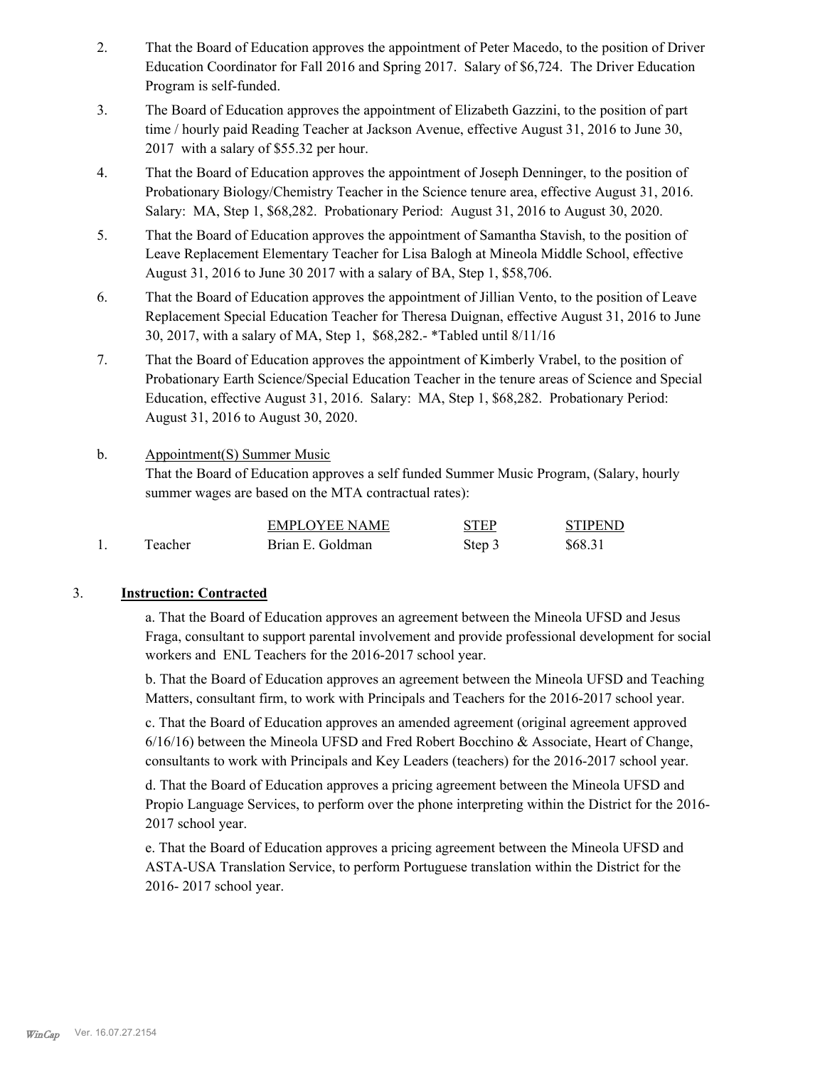2. That the Board of Education approves the appointment of Peter Macedo, to the position of Driver Education Coordinator for Fall 2016 and Spring 2017. Salary of $6,724. The Driver Education Program is self-funded.

3. The Board of Education approves the appointment of Elizabeth Gazzini, to the position of part time / hourly paid Reading Teacher at Jackson Avenue, effective August 31, 2016 to June 30, 2017 with a salary of $55.32 per hour.

4. That the Board of Education approves the appointment of Joseph Denninger, to the position of Probationary Biology/Chemistry Teacher in the Science tenure area, effective August 31, 2016. Salary: MA, Step 1, $68,282. Probationary Period: August 31, 2016 to August 30, 2020.

5. That the Board of Education approves the appointment of Samantha Stavish, to the position of Leave Replacement Elementary Teacher for Lisa Balogh at Mineola Middle School, effective August 31, 2016 to June 30 2017 with a salary of BA, Step 1, $58,706.

6. That the Board of Education approves the appointment of Jillian Vento, to the position of Leave Replacement Special Education Teacher for Theresa Duignan, effective August 31, 2016 to June 30, 2017, with a salary of MA, Step 1, $68,282.- *Tabled until 8/11/16

7. That the Board of Education approves the appointment of Kimberly Vrabel, to the position of Probationary Earth Science/Special Education Teacher in the tenure areas of Science and Special Education, effective August 31, 2016. Salary: MA, Step 1, $68,282. Probationary Period: August 31, 2016 to August 30, 2020.

b. Appointment(S) Summer Music

That the Board of Education approves a self funded Summer Music Program, (Salary, hourly summer wages are based on the MTA contractual rates):

| | | EMPLOYEE NAME | STEP | STIPEND |
|---|---|---|---|---|
| 1. | Teacher | Brian E. Goldman | Step 3 | $68.31 |

3. **Instruction: Contracted**

a. That the Board of Education approves an agreement between the Mineola UFSD and Jesus Fraga, consultant to support parental involvement and provide professional development for social workers and ENL Teachers for the 2016-2017 school year.

b. That the Board of Education approves an agreement between the Mineola UFSD and Teaching Matters, consultant firm, to work with Principals and Teachers for the 2016-2017 school year.

c. That the Board of Education approves an amended agreement (original agreement approved 6/16/16) between the Mineola UFSD and Fred Robert Bocchino & Associate, Heart of Change, consultants to work with Principals and Key Leaders (teachers) for the 2016-2017 school year.

d. That the Board of Education approves a pricing agreement between the Mineola UFSD and Propio Language Services, to perform over the phone interpreting within the District for the 2016-2017 school year.

e. That the Board of Education approves a pricing agreement between the Mineola UFSD and ASTA-USA Translation Service, to perform Portuguese translation within the District for the 2016- 2017 school year.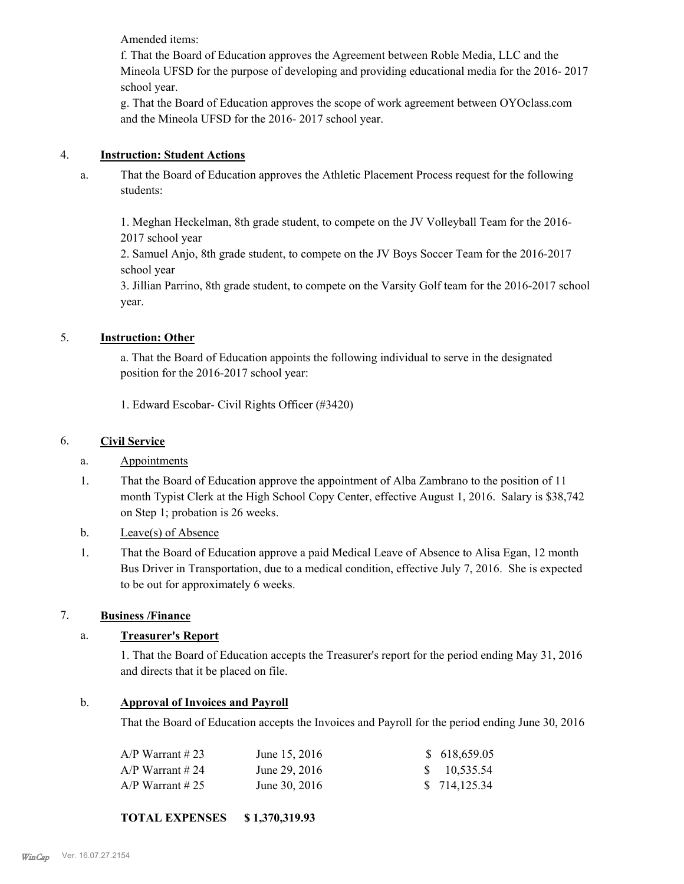Amended items:

f. That the Board of Education approves the Agreement between Roble Media, LLC and the Mineola UFSD for the purpose of developing and providing educational media for the 2016- 2017 school year.

g. That the Board of Education approves the scope of work agreement between OYOclass.com and the Mineola UFSD for the 2016- 2017 school year.

4. **Instruction: Student Actions**

a. That the Board of Education approves the Athletic Placement Process request for the following students:

1. Meghan Heckelman, 8th grade student, to compete on the JV Volleyball Team for the 2016-2017 school year
2. Samuel Anjo, 8th grade student, to compete on the JV Boys Soccer Team for the 2016-2017 school year
3. Jillian Parrino, 8th grade student, to compete on the Varsity Golf team for the 2016-2017 school year.

5. **Instruction: Other**

a. That the Board of Education appoints the following individual to serve in the designated position for the 2016-2017 school year:

1. Edward Escobar- Civil Rights Officer (#3420)

6. **Civil Service**

a. Appointments

1. That the Board of Education approve the appointment of Alba Zambrano to the position of 11 month Typist Clerk at the High School Copy Center, effective August 1, 2016. Salary is $38,742 on Step 1; probation is 26 weeks.

b. Leave(s) of Absence

1. That the Board of Education approve a paid Medical Leave of Absence to Alisa Egan, 12 month Bus Driver in Transportation, due to a medical condition, effective July 7, 2016. She is expected to be out for approximately 6 weeks.

7. **Business /Finance**

a. **Treasurer's Report**

1. That the Board of Education accepts the Treasurer's report for the period ending May 31, 2016 and directs that it be placed on file.

b. **Approval of Invoices and Payroll**

That the Board of Education accepts the Invoices and Payroll for the period ending June 30, 2016

| | | |
|---|---|---|
| A/P Warrant # 23 | June 15, 2016 | $ 618,659.05 |
| A/P Warrant # 24 | June 29, 2016 | $ 10,535.54 |
| A/P Warrant # 25 | June 30, 2016 | $ 714,125.34 |

**TOTAL EXPENSES $ 1,370,319.93**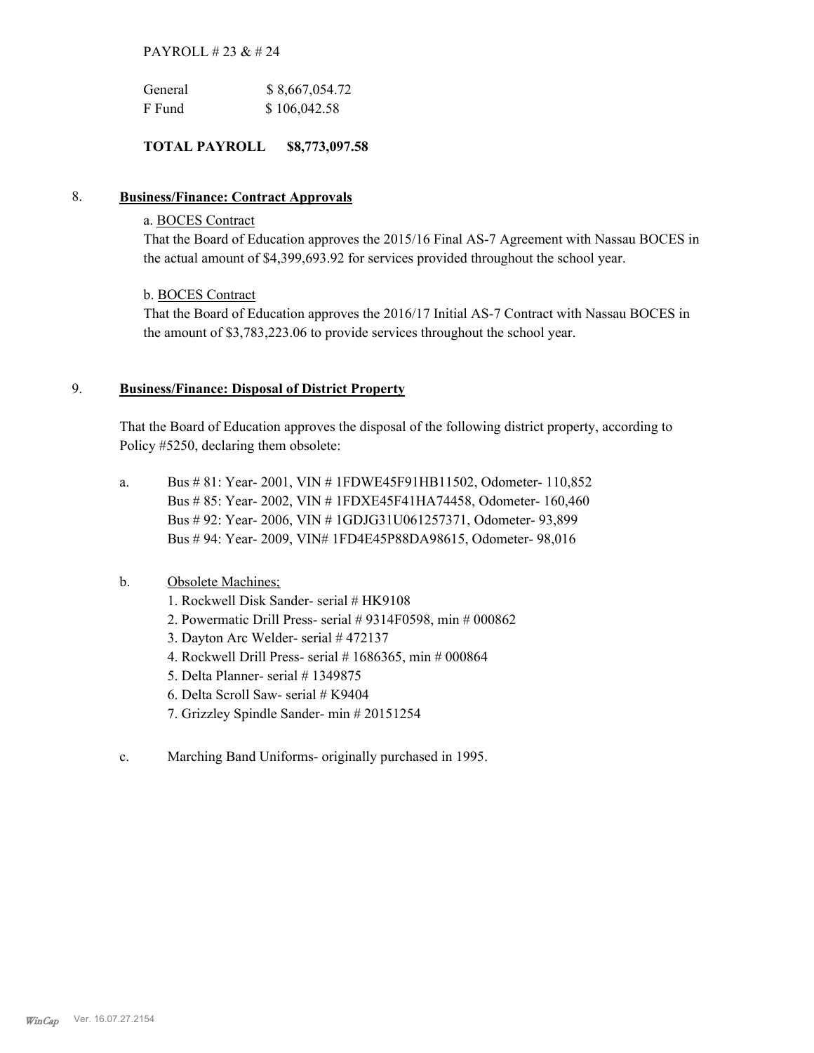PAYROLL # 23 & # 24

| General | $ 8,667,054.72 |
|---|---|
| F Fund | $ 106,042.58 |

**TOTAL PAYROLL $8,773,097.58**

8. **Business/Finance: Contract Approvals**

a. BOCES Contract

That the Board of Education approves the 2015/16 Final AS-7 Agreement with Nassau BOCES in the actual amount of $4,399,693.92 for services provided throughout the school year.

b. BOCES Contract

That the Board of Education approves the 2016/17 Initial AS-7 Contract with Nassau BOCES in the amount of $3,783,223.06 to provide services throughout the school year.

9. **Business/Finance: Disposal of District Property**

That the Board of Education approves the disposal of the following district property, according to Policy #5250, declaring them obsolete:

a. Bus # 81: Year- 2001, VIN # 1FDWE45F91HB11502, Odometer- 110,852
Bus # 85: Year- 2002, VIN # 1FDXE45F41HA74458, Odometer- 160,460
Bus # 92: Year- 2006, VIN # 1GDJG31U061257371, Odometer- 93,899
Bus # 94: Year- 2009, VIN# 1FD4E45P88DA98615, Odometer- 98,016

b. Obsolete Machines;
1. Rockwell Disk Sander- serial # HK9108
2. Powermatic Drill Press- serial # 9314F0598, min # 000862
3. Dayton Arc Welder- serial # 472137
4. Rockwell Drill Press- serial # 1686365, min # 000864
5. Delta Planner- serial # 1349875
6. Delta Scroll Saw- serial # K9404
7. Grizzley Spindle Sander- min # 20151254

c. Marching Band Uniforms- originally purchased in 1995.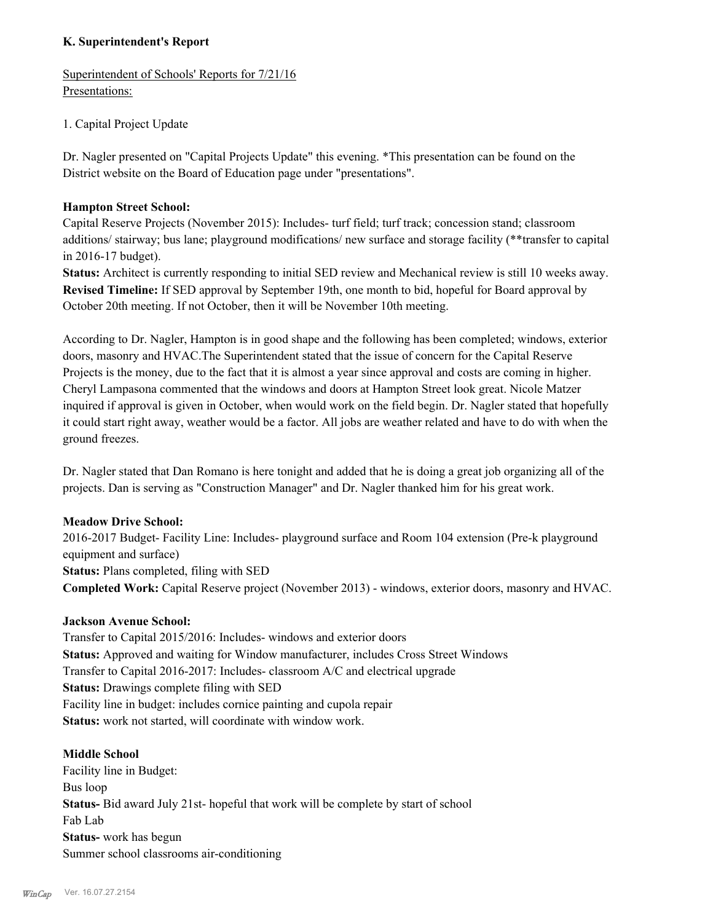**K. Superintendent's Report**

Superintendent of Schools' Reports for 7/21/16
Presentations:

1. Capital Project Update

Dr. Nagler presented on "Capital Projects Update" this evening. *This presentation can be found on the District website on the Board of Education page under "presentations".

**Hampton Street School:**
Capital Reserve Projects (November 2015): Includes- turf field; turf track; concession stand; classroom additions/ stairway; bus lane; playground modifications/ new surface and storage facility (**transfer to capital in 2016-17 budget).
**Status:** Architect is currently responding to initial SED review and Mechanical review is still 10 weeks away.
**Revised Timeline:** If SED approval by September 19th, one month to bid, hopeful for Board approval by October 20th meeting. If not October, then it will be November 10th meeting.

According to Dr. Nagler, Hampton is in good shape and the following has been completed; windows, exterior doors, masonry and HVAC.The Superintendent stated that the issue of concern for the Capital Reserve Projects is the money, due to the fact that it is almost a year since approval and costs are coming in higher. Cheryl Lampasona commented that the windows and doors at Hampton Street look great. Nicole Matzer inquired if approval is given in October, when would work on the field begin. Dr. Nagler stated that hopefully it could start right away, weather would be a factor. All jobs are weather related and have to do with when the ground freezes.

Dr. Nagler stated that Dan Romano is here tonight and added that he is doing a great job organizing all of the projects. Dan is serving as "Construction Manager" and Dr. Nagler thanked him for his great work.

**Meadow Drive School:**
2016-2017 Budget- Facility Line: Includes- playground surface and Room 104 extension (Pre-k playground equipment and surface)
**Status:** Plans completed, filing with SED
**Completed Work:** Capital Reserve project (November 2013) - windows, exterior doors, masonry and HVAC.

**Jackson Avenue School:**
Transfer to Capital 2015/2016: Includes- windows and exterior doors
**Status:** Approved and waiting for Window manufacturer, includes Cross Street Windows
Transfer to Capital 2016-2017: Includes- classroom A/C and electrical upgrade
**Status:** Drawings complete filing with SED
Facility line in budget: includes cornice painting and cupola repair
**Status:** work not started, will coordinate with window work.

**Middle School**
Facility line in Budget:
Bus loop
**Status-** Bid award July 21st- hopeful that work will be complete by start of school
Fab Lab
**Status-** work has begun
Summer school classrooms air-conditioning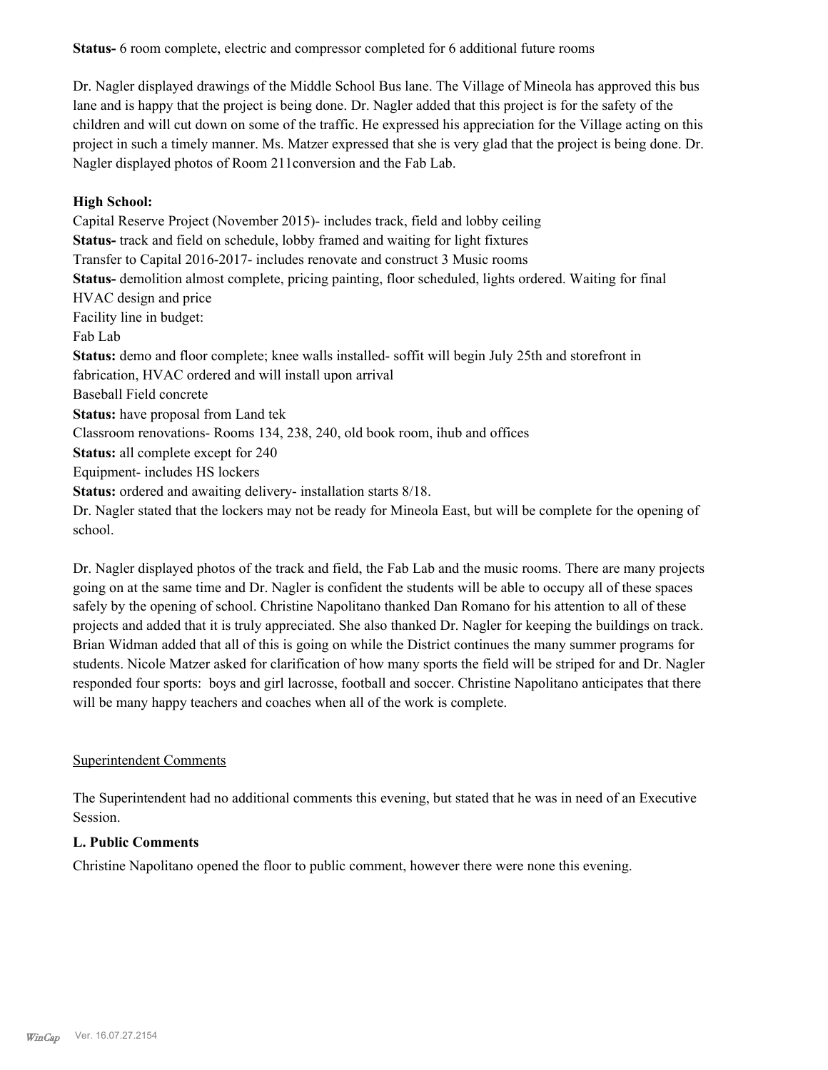**Status-** 6 room complete, electric and compressor completed for 6 additional future rooms

Dr. Nagler displayed drawings of the Middle School Bus lane. The Village of Mineola has approved this bus lane and is happy that the project is being done. Dr. Nagler added that this project is for the safety of the children and will cut down on some of the traffic. He expressed his appreciation for the Village acting on this project in such a timely manner. Ms. Matzer expressed that she is very glad that the project is being done. Dr. Nagler displayed photos of Room 211conversion and the Fab Lab.

**High School:**

Capital Reserve Project (November 2015)- includes track, field and lobby ceiling
**Status-** track and field on schedule, lobby framed and waiting for light fixtures
Transfer to Capital 2016-2017- includes renovate and construct 3 Music rooms
**Status-** demolition almost complete, pricing painting, floor scheduled, lights ordered. Waiting for final HVAC design and price
Facility line in budget:
Fab Lab
**Status:** demo and floor complete; knee walls installed- soffit will begin July 25th and storefront in fabrication, HVAC ordered and will install upon arrival
Baseball Field concrete
**Status:** have proposal from Land tek
Classroom renovations- Rooms 134, 238, 240, old book room, ihub and offices
**Status:** all complete except for 240
Equipment- includes HS lockers
**Status:** ordered and awaiting delivery- installation starts 8/18.
Dr. Nagler stated that the lockers may not be ready for Mineola East, but will be complete for the opening of school.

Dr. Nagler displayed photos of the track and field, the Fab Lab and the music rooms. There are many projects going on at the same time and Dr. Nagler is confident the students will be able to occupy all of these spaces safely by the opening of school. Christine Napolitano thanked Dan Romano for his attention to all of these projects and added that it is truly appreciated. She also thanked Dr. Nagler for keeping the buildings on track. Brian Widman added that all of this is going on while the District continues the many summer programs for students. Nicole Matzer asked for clarification of how many sports the field will be striped for and Dr. Nagler responded four sports: boys and girl lacrosse, football and soccer. Christine Napolitano anticipates that there will be many happy teachers and coaches when all of the work is complete.

Superintendent Comments

The Superintendent had no additional comments this evening, but stated that he was in need of an Executive Session.

**L. Public Comments**

Christine Napolitano opened the floor to public comment, however there were none this evening.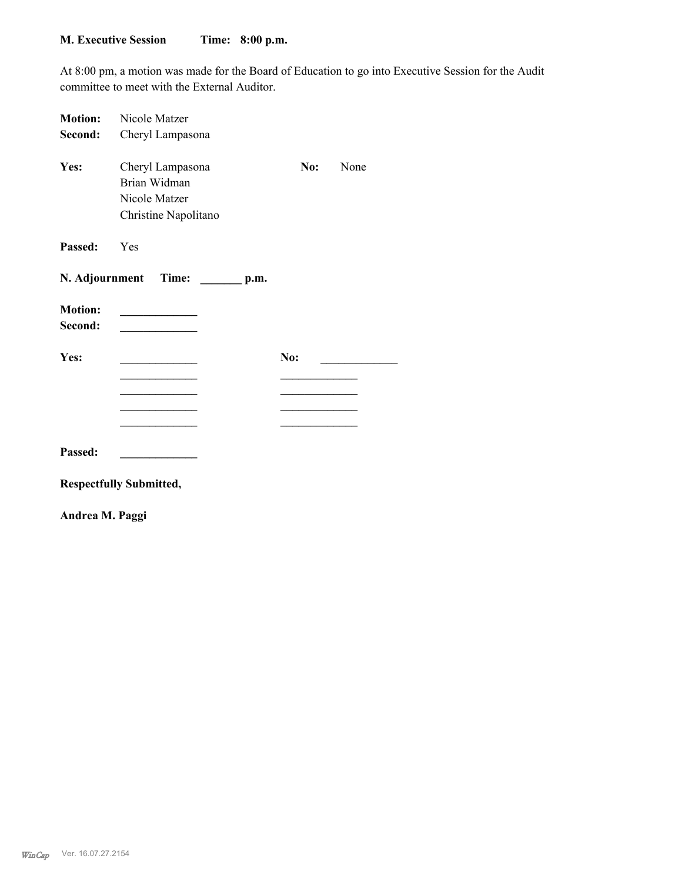**M. Executive Session Time: 8:00 p.m.**

At 8:00 pm, a motion was made for the Board of Education to go into Executive Session for the Audit committee to meet with the External Auditor.

**Motion:** Nicole Matzer
**Second:** Cheryl Lampasona

| | | | |
|---|---|---|---|
| **Yes:** | Cheryl Lampasona | **No:** | None |
| | Brian Widman | | |
| | Nicole Matzer | | |
| | Christine Napolitano | | |

**Passed:** Yes

**N. Adjournment Time: _______ p.m.**

**Motion:** _____________
**Second:** _____________

| | | | |
|---|---|---|---|
| **Yes:** | _____________ | **No:** | _____________ |
| | _____________ | | _____________ |
| | _____________ | | _____________ |
| | _____________ | | _____________ |
| | _____________ | | _____________ |

**Passed:** _____________

**Respectfully Submitted,**

**Andrea M. Paggi**